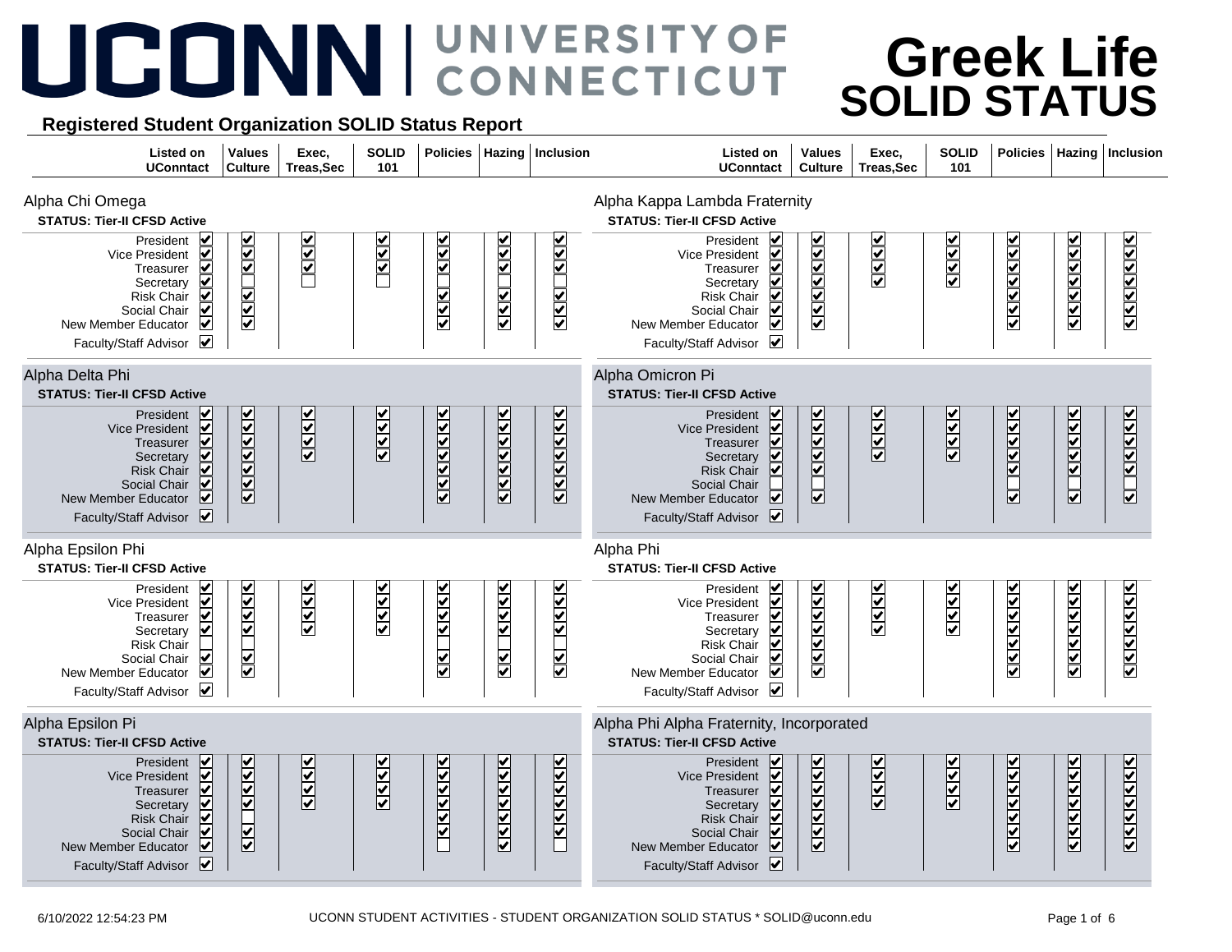# Greek Life SOLID STATUS

## Registered Student Organization SOLID Status Report

### Alpha Chi Omega

**STATUS: Tier-II CFSD Active**

| | Listed on UConntact | Values Culture | Exec, Treas,Sec | SOLID 101 | Policies | Hazing | Inclusion |
|---|---|---|---|---|---|---|---|
| President | ☑ | ☑ | ☑ | ☑ | ☑ | ☑ | ☑ |
| Vice President | ☑ | ☑ | ☑ | ☑ | ☑ | ☑ | ☑ |
| Treasurer | ☑ | ☑ | ☑ | ☑ | ☑ | ☑ | ☑ |
| Secretary | ☑ | ☐ | ☐ | ☐ | ☐ | ☐ | ☐ |
| Risk Chair | ☑ | ☑ | | | ☑ | ☑ | ☑ |
| Social Chair | ☑ | ☑ | | | ☑ | ☑ | ☑ |
| New Member Educator | ☑ | ☑ | | | ☑ | ☑ | ☑ |
| Faculty/Staff Advisor | ☑ | | | | | | |

### Alpha Delta Phi

**STATUS: Tier-II CFSD Active**

| | Listed on UConntact | Values Culture | Exec, Treas,Sec | SOLID 101 | Policies | Hazing | Inclusion |
|---|---|---|---|---|---|---|---|
| President | ☑ | ☑ | ☑ | ☑ | ☑ | ☑ | ☑ |
| Vice President | ☑ | ☑ | ☑ | ☑ | ☑ | ☑ | ☑ |
| Treasurer | ☑ | ☑ | ☑ | ☑ | ☑ | ☑ | ☑ |
| Secretary | ☑ | ☑ | ☑ | ☑ | ☑ | ☑ | ☑ |
| Risk Chair | ☑ | ☑ | | | ☑ | ☑ | ☑ |
| Social Chair | ☑ | ☑ | | | ☑ | ☑ | ☑ |
| New Member Educator | ☑ | ☑ | | | ☑ | ☑ | ☑ |
| Faculty/Staff Advisor | ☑ | | | | | | |

### Alpha Epsilon Phi

**STATUS: Tier-II CFSD Active**

| | Listed on UConntact | Values Culture | Exec, Treas,Sec | SOLID 101 | Policies | Hazing | Inclusion |
|---|---|---|---|---|---|---|---|
| President | ☑ | ☑ | ☑ | ☑ | ☑ | ☑ | ☑ |
| Vice President | ☑ | ☑ | ☑ | ☑ | ☑ | ☑ | ☑ |
| Treasurer | ☑ | ☑ | ☑ | ☑ | ☑ | ☑ | ☑ |
| Secretary | ☑ | ☑ | ☑ | ☑ | ☑ | ☑ | ☑ |
| Risk Chair | ☐ | ☐ | | | ☐ | ☐ | ☐ |
| Social Chair | ☑ | ☑ | | | ☑ | ☑ | ☑ |
| New Member Educator | ☑ | ☑ | | | ☑ | ☑ | ☑ |
| Faculty/Staff Advisor | ☑ | | | | | | |

### Alpha Epsilon Pi

**STATUS: Tier-II CFSD Active**

| | Listed on UConntact | Values Culture | Exec, Treas,Sec | SOLID 101 | Policies | Hazing | Inclusion |
|---|---|---|---|---|---|---|---|
| President | ☑ | ☑ | ☑ | ☑ | ☑ | ☑ | ☑ |
| Vice President | ☑ | ☑ | ☑ | ☑ | ☑ | ☑ | ☑ |
| Treasurer | ☑ | ☑ | ☑ | ☑ | ☑ | ☑ | ☑ |
| Secretary | ☑ | ☑ | ☑ | ☑ | ☑ | ☑ | ☑ |
| Risk Chair | ☑ | ☐ | | | ☑ | ☑ | ☑ |
| Social Chair | ☑ | ☑ | | | ☑ | ☑ | ☑ |
| New Member Educator | ☑ | ☑ | | | ☐ | ☑ | ☐ |
| Faculty/Staff Advisor | ☑ | | | | | | |

### Alpha Kappa Lambda Fraternity

**STATUS: Tier-II CFSD Active**

| | Listed on UConntact | Values Culture | Exec, Treas,Sec | SOLID 101 | Policies | Hazing | Inclusion |
|---|---|---|---|---|---|---|---|
| President | ☑ | ☑ | ☑ | ☑ | ☑ | ☑ | ☑ |
| Vice President | ☑ | ☑ | ☑ | ☑ | ☑ | ☑ | ☑ |
| Treasurer | ☑ | ☑ | ☑ | ☑ | ☑ | ☑ | ☑ |
| Secretary | ☑ | ☑ | ☑ | ☑ | ☑ | ☑ | ☑ |
| Risk Chair | ☑ | ☑ | | | ☑ | ☑ | ☑ |
| Social Chair | ☑ | ☑ | | | ☑ | ☑ | ☑ |
| New Member Educator | ☑ | ☑ | | | ☑ | ☑ | ☑ |
| Faculty/Staff Advisor | ☑ | | | | | | |

### Alpha Omicron Pi

**STATUS: Tier-II CFSD Active**

| | Listed on UConntact | Values Culture | Exec, Treas,Sec | SOLID 101 | Policies | Hazing | Inclusion |
|---|---|---|---|---|---|---|---|
| President | ☑ | ☑ | ☑ | ☑ | ☑ | ☑ | ☑ |
| Vice President | ☑ | ☑ | ☑ | ☑ | ☑ | ☑ | ☑ |
| Treasurer | ☑ | ☑ | ☑ | ☑ | ☑ | ☑ | ☑ |
| Secretary | ☑ | ☑ | ☑ | ☑ | ☑ | ☑ | ☑ |
| Risk Chair | ☑ | ☑ | | | ☑ | ☑ | ☑ |
| Social Chair | ☐ | ☐ | | | ☐ | ☐ | ☐ |
| New Member Educator | ☑ | ☑ | | | ☑ | ☑ | ☑ |
| Faculty/Staff Advisor | ☑ | | | | | | |

### Alpha Phi

**STATUS: Tier-II CFSD Active**

| | Listed on UConntact | Values Culture | Exec, Treas,Sec | SOLID 101 | Policies | Hazing | Inclusion |
|---|---|---|---|---|---|---|---|
| President | ☑ | ☑ | ☑ | ☑ | ☑ | ☑ | ☑ |
| Vice President | ☑ | ☑ | ☑ | ☑ | ☑ | ☑ | ☑ |
| Treasurer | ☑ | ☑ | ☑ | ☑ | ☑ | ☑ | ☑ |
| Secretary | ☑ | ☑ | ☑ | ☑ | ☑ | ☑ | ☑ |
| Risk Chair | ☑ | ☑ | | | ☑ | ☑ | ☑ |
| Social Chair | ☑ | ☑ | | | ☑ | ☑ | ☑ |
| New Member Educator | ☑ | ☑ | | | ☑ | ☑ | ☑ |
| Faculty/Staff Advisor | ☑ | | | | | | |

### Alpha Phi Alpha Fraternity, Incorporated

**STATUS: Tier-II CFSD Active**

| | Listed on UConntact | Values Culture | Exec, Treas,Sec | SOLID 101 | Policies | Hazing | Inclusion |
|---|---|---|---|---|---|---|---|
| President | ☑ | ☑ | ☑ | ☑ | ☑ | ☑ | ☑ |
| Vice President | ☑ | ☑ | ☑ | ☑ | ☑ | ☑ | ☑ |
| Treasurer | ☑ | ☑ | ☑ | ☑ | ☑ | ☑ | ☑ |
| Secretary | ☑ | ☑ | ☑ | ☑ | ☑ | ☑ | ☑ |
| Risk Chair | ☑ | ☑ | | | ☑ | ☑ | ☑ |
| Social Chair | ☑ | ☑ | | | ☑ | ☑ | ☑ |
| New Member Educator | ☑ | ☑ | | | ☑ | ☑ | ☑ |
| Faculty/Staff Advisor | ☑ | | | | | | |

6/10/2022 12:54:23 PM — UCONN STUDENT ACTIVITIES - STUDENT ORGANIZATION SOLID STATUS * SOLID@uconn.edu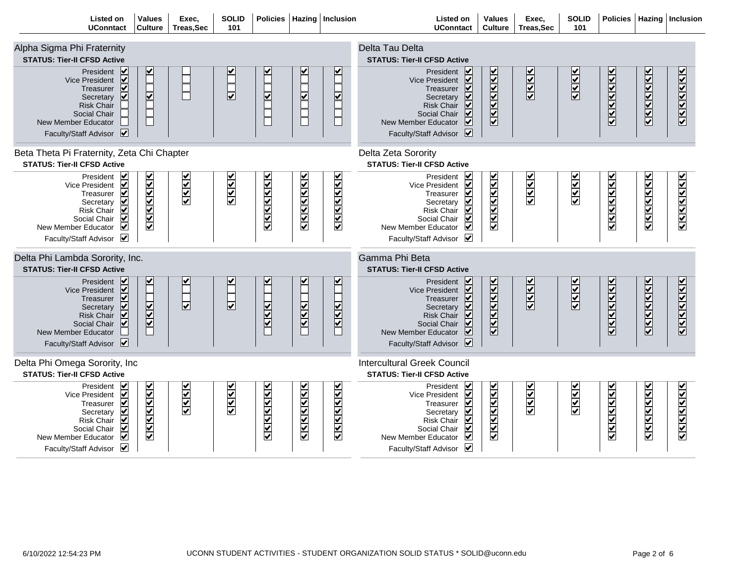## Alpha Sigma Phi Fraternity

**STATUS: Tier-II CFSD Active**

| | Listed on UConntact | Values Culture | Exec, Treas,Sec | SOLID 101 | Policies | Hazing | Inclusion |
|---|---|---|---|---|---|---|---|
| President | ☑ | ☑ | ☐ | ☑ | ☑ | ☑ | ☑ |
| Vice President | ☑ | ☐ | ☐ | ☐ | ☐ | ☐ | ☐ |
| Treasurer | ☑ | ☐ | ☐ | ☐ | ☐ | ☐ | ☐ |
| Secretary | ☑ | ☑ | ☐ | ☑ | ☑ | ☑ | ☑ |
| Risk Chair | ☐ | ☐ | | | ☐ | ☐ | ☐ |
| Social Chair | ☐ | ☐ | | | ☐ | ☐ | ☐ |
| New Member Educator | ☐ | ☐ | | | ☐ | ☐ | ☐ |
| Faculty/Staff Advisor | ☑ | | | | | | |

## Beta Theta Pi Fraternity, Zeta Chi Chapter

**STATUS: Tier-II CFSD Active**

| | Listed on UConntact | Values Culture | Exec, Treas,Sec | SOLID 101 | Policies | Hazing | Inclusion |
|---|---|---|---|---|---|---|---|
| President | ☑ | ☑ | ☑ | ☑ | ☑ | ☑ | ☑ |
| Vice President | ☑ | ☑ | ☑ | ☑ | ☑ | ☑ | ☑ |
| Treasurer | ☑ | ☑ | ☑ | ☑ | ☑ | ☑ | ☑ |
| Secretary | ☑ | ☑ | ☑ | ☑ | ☑ | ☑ | ☑ |
| Risk Chair | ☑ | ☑ | | | ☑ | ☑ | ☑ |
| Social Chair | ☑ | ☑ | | | ☑ | ☑ | ☑ |
| New Member Educator | ☑ | ☑ | | | ☑ | ☑ | ☑ |
| Faculty/Staff Advisor | ☑ | | | | | | |

## Delta Phi Lambda Sorority, Inc.

**STATUS: Tier-II CFSD Active**

| | Listed on UConntact | Values Culture | Exec, Treas,Sec | SOLID 101 | Policies | Hazing | Inclusion |
|---|---|---|---|---|---|---|---|
| President | ☑ | ☑ | ☑ | ☑ | ☑ | ☑ | ☑ |
| Vice President | ☑ | ☐ | ☐ | ☐ | ☐ | ☐ | ☐ |
| Treasurer | ☑ | ☐ | ☐ | ☐ | ☐ | ☐ | ☐ |
| Secretary | ☑ | ☑ | ☑ | ☑ | ☑ | ☑ | ☑ |
| Risk Chair | ☑ | ☑ | | | ☑ | ☑ | ☑ |
| Social Chair | ☑ | ☑ | | | ☑ | ☑ | ☑ |
| New Member Educator | ☐ | ☐ | | | ☐ | ☐ | ☐ |
| Faculty/Staff Advisor | ☑ | | | | | | |

## Delta Phi Omega Sorority, Inc

**STATUS: Tier-II CFSD Active**

| | Listed on UConntact | Values Culture | Exec, Treas,Sec | SOLID 101 | Policies | Hazing | Inclusion |
|---|---|---|---|---|---|---|---|
| President | ☑ | ☑ | ☑ | ☑ | ☑ | ☑ | ☑ |
| Vice President | ☑ | ☑ | ☑ | ☑ | ☑ | ☑ | ☑ |
| Treasurer | ☑ | ☑ | ☑ | ☑ | ☑ | ☑ | ☑ |
| Secretary | ☑ | ☑ | ☑ | ☑ | ☑ | ☑ | ☑ |
| Risk Chair | ☑ | ☑ | | | ☑ | ☑ | ☑ |
| Social Chair | ☑ | ☑ | | | ☑ | ☑ | ☑ |
| New Member Educator | ☑ | ☑ | | | ☑ | ☑ | ☑ |
| Faculty/Staff Advisor | ☑ | | | | | | |

## Delta Tau Delta

**STATUS: Tier-II CFSD Active**

| | Listed on UConntact | Values Culture | Exec, Treas,Sec | SOLID 101 | Policies | Hazing | Inclusion |
|---|---|---|---|---|---|---|---|
| President | ☑ | ☑ | ☑ | ☑ | ☑ | ☑ | ☑ |
| Vice President | ☑ | ☑ | ☑ | ☑ | ☑ | ☑ | ☑ |
| Treasurer | ☑ | ☑ | ☑ | ☑ | ☑ | ☑ | ☑ |
| Secretary | ☑ | ☑ | ☑ | ☑ | ☑ | ☑ | ☑ |
| Risk Chair | ☑ | ☑ | | | ☑ | ☑ | ☑ |
| Social Chair | ☑ | ☑ | | | ☑ | ☑ | ☑ |
| New Member Educator | ☑ | ☑ | | | ☑ | ☑ | ☑ |
| Faculty/Staff Advisor | ☑ | | | | | | |

## Delta Zeta Sorority

**STATUS: Tier-II CFSD Active**

| | Listed on UConntact | Values Culture | Exec, Treas,Sec | SOLID 101 | Policies | Hazing | Inclusion |
|---|---|---|---|---|---|---|---|
| President | ☑ | ☑ | ☑ | ☑ | ☑ | ☑ | ☑ |
| Vice President | ☑ | ☑ | ☑ | ☑ | ☑ | ☑ | ☑ |
| Treasurer | ☑ | ☑ | ☑ | ☑ | ☑ | ☑ | ☑ |
| Secretary | ☑ | ☑ | ☑ | ☑ | ☑ | ☑ | ☑ |
| Risk Chair | ☑ | ☑ | | | ☑ | ☑ | ☑ |
| Social Chair | ☑ | ☑ | | | ☑ | ☑ | ☑ |
| New Member Educator | ☑ | ☑ | | | ☑ | ☑ | ☑ |
| Faculty/Staff Advisor | ☑ | | | | | | |

## Gamma Phi Beta

**STATUS: Tier-II CFSD Active**

| | Listed on UConntact | Values Culture | Exec, Treas,Sec | SOLID 101 | Policies | Hazing | Inclusion |
|---|---|---|---|---|---|---|---|
| President | ☑ | ☑ | ☑ | ☑ | ☑ | ☑ | ☑ |
| Vice President | ☑ | ☑ | ☑ | ☑ | ☑ | ☑ | ☑ |
| Treasurer | ☑ | ☑ | ☑ | ☑ | ☑ | ☑ | ☑ |
| Secretary | ☑ | ☑ | ☑ | ☑ | ☑ | ☑ | ☑ |
| Risk Chair | ☑ | ☑ | | | ☑ | ☑ | ☑ |
| Social Chair | ☑ | ☑ | | | ☑ | ☑ | ☑ |
| New Member Educator | ☑ | ☑ | | | ☑ | ☑ | ☑ |
| Faculty/Staff Advisor | ☑ | | | | | | |

## Intercultural Greek Council

**STATUS: Tier-II CFSD Active**

| | Listed on UConntact | Values Culture | Exec, Treas,Sec | SOLID 101 | Policies | Hazing | Inclusion |
|---|---|---|---|---|---|---|---|
| President | ☑ | ☑ | ☑ | ☑ | ☑ | ☑ | ☑ |
| Vice President | ☑ | ☑ | ☑ | ☑ | ☑ | ☑ | ☑ |
| Treasurer | ☑ | ☑ | ☑ | ☑ | ☑ | ☑ | ☑ |
| Secretary | ☑ | ☑ | ☑ | ☑ | ☑ | ☑ | ☑ |
| Risk Chair | ☑ | ☑ | | | ☑ | ☑ | ☑ |
| Social Chair | ☑ | ☑ | | | ☑ | ☑ | ☑ |
| New Member Educator | ☑ | ☑ | | | ☑ | ☑ | ☑ |
| Faculty/Staff Advisor | ☑ | | | | | | |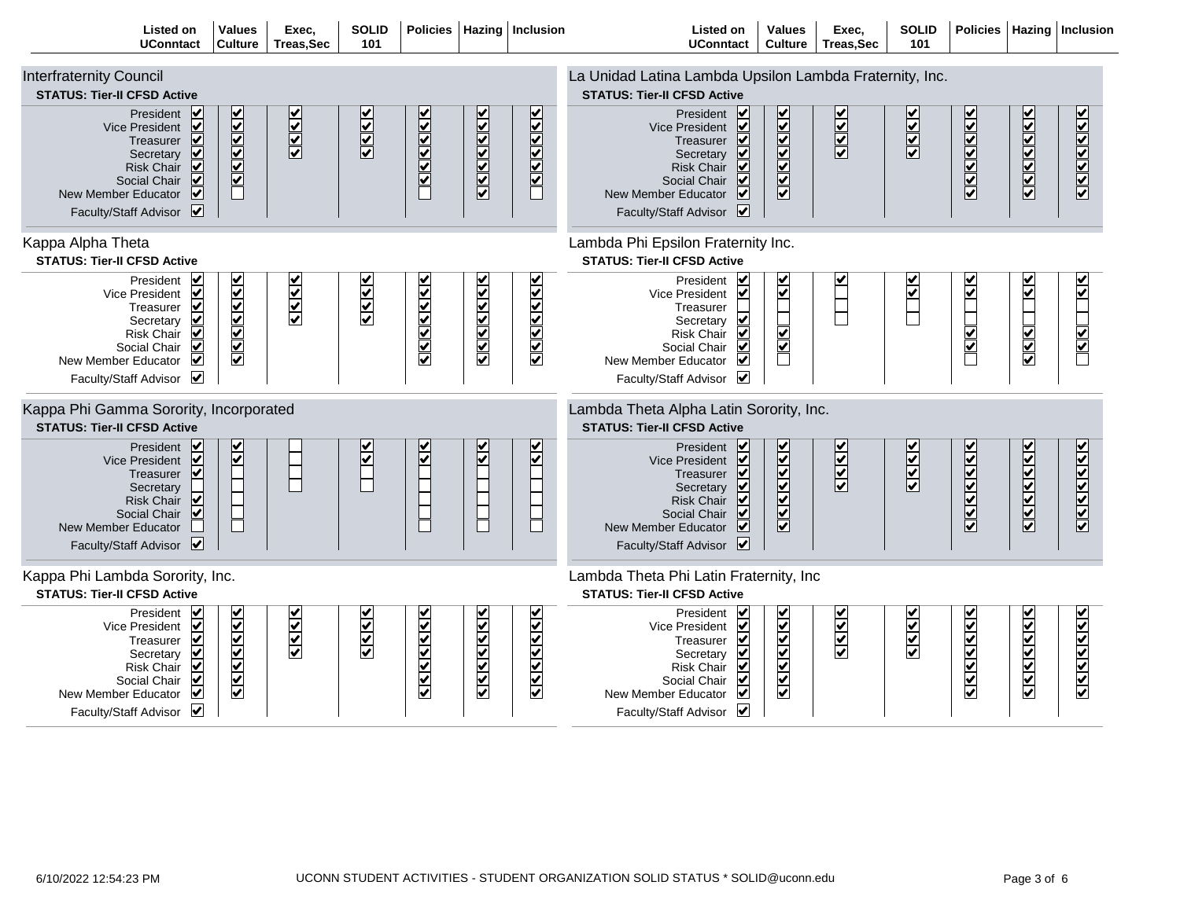## Interfraternity Council

**STATUS: Tier-II CFSD Active**

| | Listed on UConntact | Values Culture | Exec, Treas,Sec | SOLID 101 | Policies | Hazing | Inclusion |
|---|---|---|---|---|---|---|---|
| President | ✔ | ✔ | ✔ | ✔ | ✔ | ✔ | ✔ |
| Vice President | ✔ | ✔ | ✔ | ✔ | ✔ | ✔ | ✔ |
| Treasurer | ✔ | ✔ | ✔ | ✔ | ✔ | ✔ | ✔ |
| Secretary | ✔ | ✔ | ✔ | ✔ | ✔ | ✔ | ✔ |
| Risk Chair | ✔ | ✔ | | | ✔ | ✔ | ✔ |
| Social Chair | ✔ | ✔ | | | ✔ | ✔ | ✔ |
| New Member Educator | ✔ | ☐ | | | ☐ | ✔ | ☐ |
| Faculty/Staff Advisor | ✔ | | | | | | |

## Kappa Alpha Theta

**STATUS: Tier-II CFSD Active**

| | Listed on UConntact | Values Culture | Exec, Treas,Sec | SOLID 101 | Policies | Hazing | Inclusion |
|---|---|---|---|---|---|---|---|
| President | ✔ | ✔ | ✔ | ✔ | ✔ | ✔ | ✔ |
| Vice President | ✔ | ✔ | ✔ | ✔ | ✔ | ✔ | ✔ |
| Treasurer | ✔ | ✔ | ✔ | ✔ | ✔ | ✔ | ✔ |
| Secretary | ✔ | ✔ | ✔ | ✔ | ✔ | ✔ | ✔ |
| Risk Chair | ✔ | ✔ | | | ✔ | ✔ | ✔ |
| Social Chair | ✔ | ✔ | | | ✔ | ✔ | ✔ |
| New Member Educator | ✔ | ✔ | | | ✔ | ✔ | ✔ |
| Faculty/Staff Advisor | ✔ | | | | | | |

## Kappa Phi Gamma Sorority, Incorporated

**STATUS: Tier-II CFSD Active**

| | Listed on UConntact | Values Culture | Exec, Treas,Sec | SOLID 101 | Policies | Hazing | Inclusion |
|---|---|---|---|---|---|---|---|
| President | ✔ | ✔ | ☐ | ✔ | ✔ | ✔ | ✔ |
| Vice President | ✔ | ✔ | ☐ | ✔ | ✔ | ✔ | ✔ |
| Treasurer | ✔ | ☐ | ☐ | ☐ | ☐ | ☐ | ☐ |
| Secretary | ☐ | ☐ | ☐ | ☐ | ☐ | ☐ | ☐ |
| Risk Chair | ✔ | ☐ | | | ☐ | ☐ | ☐ |
| Social Chair | ✔ | ☐ | | | ☐ | ☐ | ☐ |
| New Member Educator | ☐ | ☐ | | | ☐ | ☐ | ☐ |
| Faculty/Staff Advisor | ✔ | | | | | | |

## Kappa Phi Lambda Sorority, Inc.

**STATUS: Tier-II CFSD Active**

| | Listed on UConntact | Values Culture | Exec, Treas,Sec | SOLID 101 | Policies | Hazing | Inclusion |
|---|---|---|---|---|---|---|---|
| President | ✔ | ✔ | ✔ | ✔ | ✔ | ✔ | ✔ |
| Vice President | ✔ | ✔ | ✔ | ✔ | ✔ | ✔ | ✔ |
| Treasurer | ✔ | ✔ | ✔ | ✔ | ✔ | ✔ | ✔ |
| Secretary | ✔ | ✔ | ✔ | ✔ | ✔ | ✔ | ✔ |
| Risk Chair | ✔ | ✔ | | | ✔ | ✔ | ✔ |
| Social Chair | ✔ | ✔ | | | ✔ | ✔ | ✔ |
| New Member Educator | ✔ | ✔ | | | ✔ | ✔ | ✔ |
| Faculty/Staff Advisor | ✔ | | | | | | |

## La Unidad Latina Lambda Upsilon Lambda Fraternity, Inc.

**STATUS: Tier-II CFSD Active**

| | Listed on UConntact | Values Culture | Exec, Treas,Sec | SOLID 101 | Policies | Hazing | Inclusion |
|---|---|---|---|---|---|---|---|
| President | ✔ | ✔ | ✔ | ✔ | ✔ | ✔ | ✔ |
| Vice President | ✔ | ✔ | ✔ | ✔ | ✔ | ✔ | ✔ |
| Treasurer | ✔ | ✔ | ✔ | ✔ | ✔ | ✔ | ✔ |
| Secretary | ✔ | ✔ | ✔ | ✔ | ✔ | ✔ | ✔ |
| Risk Chair | ✔ | ✔ | | | ✔ | ✔ | ✔ |
| Social Chair | ✔ | ✔ | | | ✔ | ✔ | ✔ |
| New Member Educator | ✔ | ✔ | | | ✔ | ✔ | ✔ |
| Faculty/Staff Advisor | ✔ | | | | | | |

## Lambda Phi Epsilon Fraternity Inc.

**STATUS: Tier-II CFSD Active**

| | Listed on UConntact | Values Culture | Exec, Treas,Sec | SOLID 101 | Policies | Hazing | Inclusion |
|---|---|---|---|---|---|---|---|
| President | ✔ | ✔ | ✔ | ✔ | ✔ | ✔ | ✔ |
| Vice President | ✔ | ✔ | ☐ | ✔ | ✔ | ✔ | ✔ |
| Treasurer | ☐ | ☐ | ☐ | ☐ | ☐ | ☐ | ☐ |
| Secretary | ✔ | ☐ | ☐ | ☐ | ☐ | ☐ | ☐ |
| Risk Chair | ✔ | ✔ | | | ✔ | ✔ | ✔ |
| Social Chair | ✔ | ✔ | | | ✔ | ✔ | ✔ |
| New Member Educator | ✔ | ☐ | | | ☐ | ✔ | ☐ |
| Faculty/Staff Advisor | ✔ | | | | | | |

## Lambda Theta Alpha Latin Sorority, Inc.

**STATUS: Tier-II CFSD Active**

| | Listed on UConntact | Values Culture | Exec, Treas,Sec | SOLID 101 | Policies | Hazing | Inclusion |
|---|---|---|---|---|---|---|---|
| President | ✔ | ✔ | ✔ | ✔ | ✔ | ✔ | ✔ |
| Vice President | ✔ | ✔ | ✔ | ✔ | ✔ | ✔ | ✔ |
| Treasurer | ✔ | ✔ | ✔ | ✔ | ✔ | ✔ | ✔ |
| Secretary | ✔ | ✔ | ✔ | ✔ | ✔ | ✔ | ✔ |
| Risk Chair | ✔ | ✔ | | | ✔ | ✔ | ✔ |
| Social Chair | ✔ | ✔ | | | ✔ | ✔ | ✔ |
| New Member Educator | ✔ | ✔ | | | ✔ | ✔ | ✔ |
| Faculty/Staff Advisor | ✔ | | | | | | |

## Lambda Theta Phi Latin Fraternity, Inc

**STATUS: Tier-II CFSD Active**

| | Listed on UConntact | Values Culture | Exec, Treas,Sec | SOLID 101 | Policies | Hazing | Inclusion |
|---|---|---|---|---|---|---|---|
| President | ✔ | ✔ | ✔ | ✔ | ✔ | ✔ | ✔ |
| Vice President | ✔ | ✔ | ✔ | ✔ | ✔ | ✔ | ✔ |
| Treasurer | ✔ | ✔ | ✔ | ✔ | ✔ | ✔ | ✔ |
| Secretary | ✔ | ✔ | ✔ | ✔ | ✔ | ✔ | ✔ |
| Risk Chair | ✔ | ✔ | | | ✔ | ✔ | ✔ |
| Social Chair | ✔ | ✔ | | | ✔ | ✔ | ✔ |
| New Member Educator | ✔ | ✔ | | | ✔ | ✔ | ✔ |
| Faculty/Staff Advisor | ✔ | | | | | | |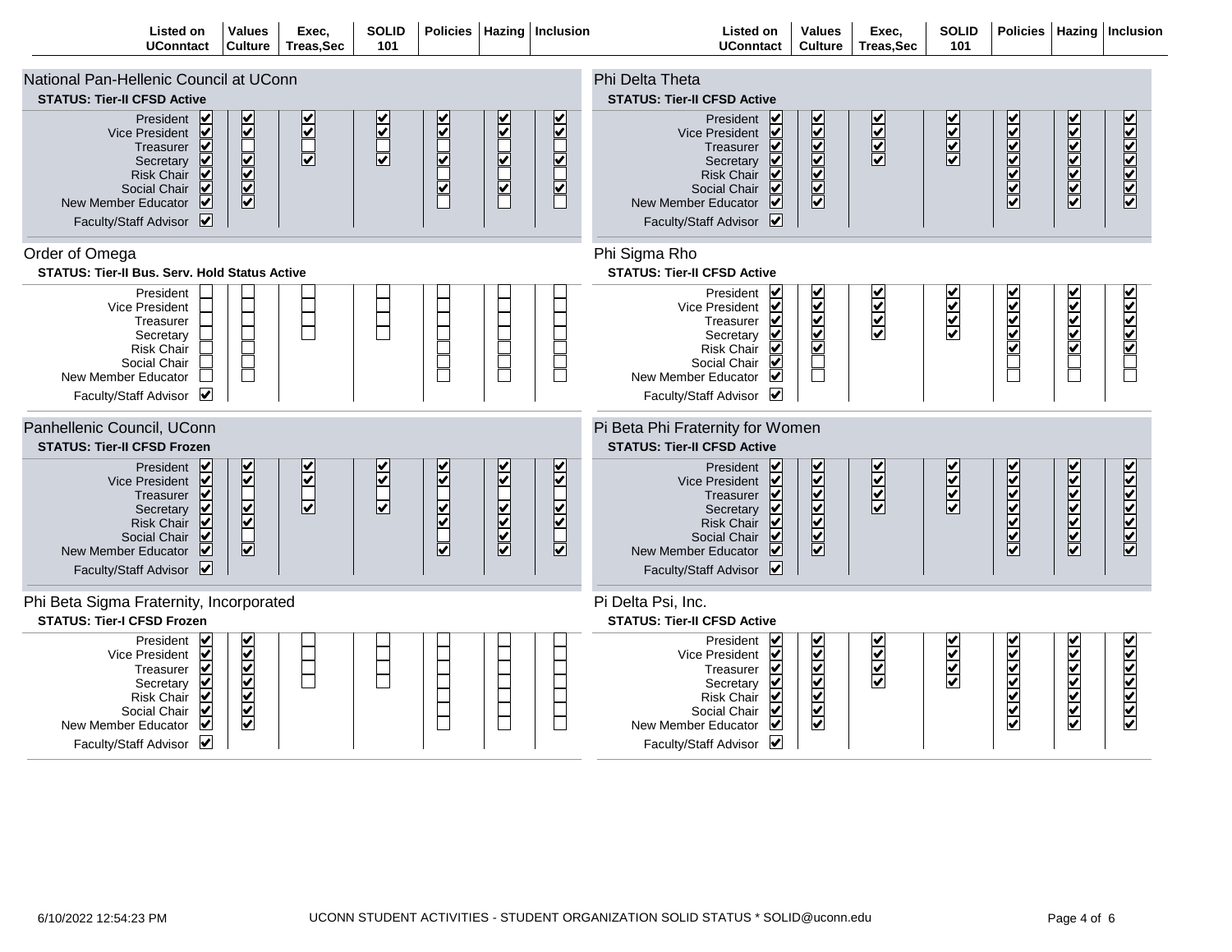| | Listed on UConntact | Values Culture | Exec, Treas,Sec | SOLID 101 | Policies | Hazing | Inclusion |
|---|---|---|---|---|---|---|---|

## National Pan-Hellenic Council at UConn

**STATUS: Tier-II CFSD Active**

| | Listed on UConntact | Values Culture | Exec, Treas,Sec | SOLID 101 | Policies | Hazing | Inclusion |
|---|---|---|---|---|---|---|---|
| President | ☑ | ☑ | ☑ | ☑ | ☑ | ☑ | ☑ |
| Vice President | ☑ | ☑ | ☑ | ☑ | ☑ | ☑ | ☑ |
| Treasurer | ☑ | ☐ | ☐ | ☐ | ☐ | ☐ | ☐ |
| Secretary | ☑ | ☑ | ☑ | ☑ | ☑ | ☑ | ☑ |
| Risk Chair | ☑ | ☑ | | | ☐ | ☐ | ☐ |
| Social Chair | ☑ | ☑ | | | ☑ | ☑ | ☑ |
| New Member Educator | ☑ | ☑ | | | ☐ | ☐ | ☐ |
| Faculty/Staff Advisor | ☑ | | | | | | |

## Phi Delta Theta

**STATUS: Tier-II CFSD Active**

| | Listed on UConntact | Values Culture | Exec, Treas,Sec | SOLID 101 | Policies | Hazing | Inclusion |
|---|---|---|---|---|---|---|---|
| President | ☑ | ☑ | ☑ | ☑ | ☑ | ☑ | ☑ |
| Vice President | ☑ | ☑ | ☑ | ☑ | ☑ | ☑ | ☑ |
| Treasurer | ☑ | ☑ | ☑ | ☑ | ☑ | ☑ | ☑ |
| Secretary | ☑ | ☑ | ☑ | ☑ | ☑ | ☑ | ☑ |
| Risk Chair | ☑ | ☑ | | | ☑ | ☑ | ☑ |
| Social Chair | ☑ | ☑ | | | ☑ | ☑ | ☑ |
| New Member Educator | ☑ | ☑ | | | ☑ | ☑ | ☑ |
| Faculty/Staff Advisor | ☑ | | | | | | |

## Order of Omega

**STATUS: Tier-II Bus. Serv. Hold Status Active**

| | Listed on UConntact | Values Culture | Exec, Treas,Sec | SOLID 101 | Policies | Hazing | Inclusion |
|---|---|---|---|---|---|---|---|
| President | ☐ | ☐ | ☐ | ☐ | ☐ | ☐ | ☐ |
| Vice President | ☐ | ☐ | ☐ | ☐ | ☐ | ☐ | ☐ |
| Treasurer | ☐ | ☐ | ☐ | ☐ | ☐ | ☐ | ☐ |
| Secretary | ☐ | ☐ | ☐ | ☐ | ☐ | ☐ | ☐ |
| Risk Chair | ☐ | ☐ | | | ☐ | ☐ | ☐ |
| Social Chair | ☐ | ☐ | | | ☐ | ☐ | ☐ |
| New Member Educator | ☐ | ☐ | | | ☐ | ☐ | ☐ |
| Faculty/Staff Advisor | ☑ | | | | | | |

## Phi Sigma Rho

**STATUS: Tier-II CFSD Active**

| | Listed on UConntact | Values Culture | Exec, Treas,Sec | SOLID 101 | Policies | Hazing | Inclusion |
|---|---|---|---|---|---|---|---|
| President | ☑ | ☑ | ☑ | ☑ | ☑ | ☑ | ☑ |
| Vice President | ☑ | ☑ | ☑ | ☑ | ☑ | ☑ | ☑ |
| Treasurer | ☑ | ☑ | ☑ | ☑ | ☑ | ☑ | ☑ |
| Secretary | ☑ | ☑ | ☑ | ☑ | ☑ | ☑ | ☑ |
| Risk Chair | ☑ | ☑ | | | ☑ | ☑ | ☑ |
| Social Chair | ☑ | ☐ | | | ☐ | ☐ | ☐ |
| New Member Educator | ☑ | ☐ | | | ☐ | ☐ | ☐ |
| Faculty/Staff Advisor | ☑ | | | | | | |

## Panhellenic Council, UConn

**STATUS: Tier-II CFSD Frozen**

| | Listed on UConntact | Values Culture | Exec, Treas,Sec | SOLID 101 | Policies | Hazing | Inclusion |
|---|---|---|---|---|---|---|---|
| President | ☑ | ☑ | ☑ | ☑ | ☑ | ☑ | ☑ |
| Vice President | ☑ | ☑ | ☑ | ☑ | ☑ | ☑ | ☑ |
| Treasurer | ☑ | ☐ | ☐ | ☐ | ☐ | ☐ | ☐ |
| Secretary | ☑ | ☑ | ☑ | ☑ | ☑ | ☑ | ☑ |
| Risk Chair | ☑ | ☑ | | | ☑ | ☑ | ☑ |
| Social Chair | ☑ | ☐ | | | ☐ | ☑ | ☐ |
| New Member Educator | ☑ | ☑ | | | ☑ | ☑ | ☑ |
| Faculty/Staff Advisor | ☑ | | | | | | |

## Pi Beta Phi Fraternity for Women

**STATUS: Tier-II CFSD Active**

| | Listed on UConntact | Values Culture | Exec, Treas,Sec | SOLID 101 | Policies | Hazing | Inclusion |
|---|---|---|---|---|---|---|---|
| President | ☑ | ☑ | ☑ | ☑ | ☑ | ☑ | ☑ |
| Vice President | ☑ | ☑ | ☑ | ☑ | ☑ | ☑ | ☑ |
| Treasurer | ☑ | ☑ | ☑ | ☑ | ☑ | ☑ | ☑ |
| Secretary | ☑ | ☑ | ☑ | ☑ | ☑ | ☑ | ☑ |
| Risk Chair | ☑ | ☑ | | | ☑ | ☑ | ☑ |
| Social Chair | ☑ | ☑ | | | ☑ | ☑ | ☑ |
| New Member Educator | ☑ | ☑ | | | ☑ | ☑ | ☑ |
| Faculty/Staff Advisor | ☑ | | | | | | |

## Phi Beta Sigma Fraternity, Incorporated

**STATUS: Tier-I CFSD Frozen**

| | Listed on UConntact | Values Culture | Exec, Treas,Sec | SOLID 101 | Policies | Hazing | Inclusion |
|---|---|---|---|---|---|---|---|
| President | ☑ | ☑ | ☐ | ☐ | ☐ | ☐ | ☐ |
| Vice President | ☑ | ☑ | ☐ | ☐ | ☐ | ☐ | ☐ |
| Treasurer | ☑ | ☑ | ☐ | ☐ | ☐ | ☐ | ☐ |
| Secretary | ☑ | ☑ | ☐ | ☐ | ☐ | ☐ | ☐ |
| Risk Chair | ☑ | ☑ | | | ☐ | ☐ | ☐ |
| Social Chair | ☑ | ☑ | | | ☐ | ☐ | ☐ |
| New Member Educator | ☑ | ☑ | | | ☐ | ☐ | ☐ |
| Faculty/Staff Advisor | ☑ | | | | | | |

## Pi Delta Psi, Inc.

**STATUS: Tier-II CFSD Active**

| | Listed on UConntact | Values Culture | Exec, Treas,Sec | SOLID 101 | Policies | Hazing | Inclusion |
|---|---|---|---|---|---|---|---|
| President | ☑ | ☑ | ☑ | ☑ | ☑ | ☑ | ☑ |
| Vice President | ☑ | ☑ | ☑ | ☑ | ☑ | ☑ | ☑ |
| Treasurer | ☑ | ☑ | ☑ | ☑ | ☑ | ☑ | ☑ |
| Secretary | ☑ | ☑ | ☑ | ☑ | ☑ | ☑ | ☑ |
| Risk Chair | ☑ | ☑ | | | ☑ | ☑ | ☑ |
| Social Chair | ☑ | ☑ | | | ☑ | ☑ | ☑ |
| New Member Educator | ☑ | ☑ | | | ☑ | ☑ | ☑ |
| Faculty/Staff Advisor | ☑ | | | | | | |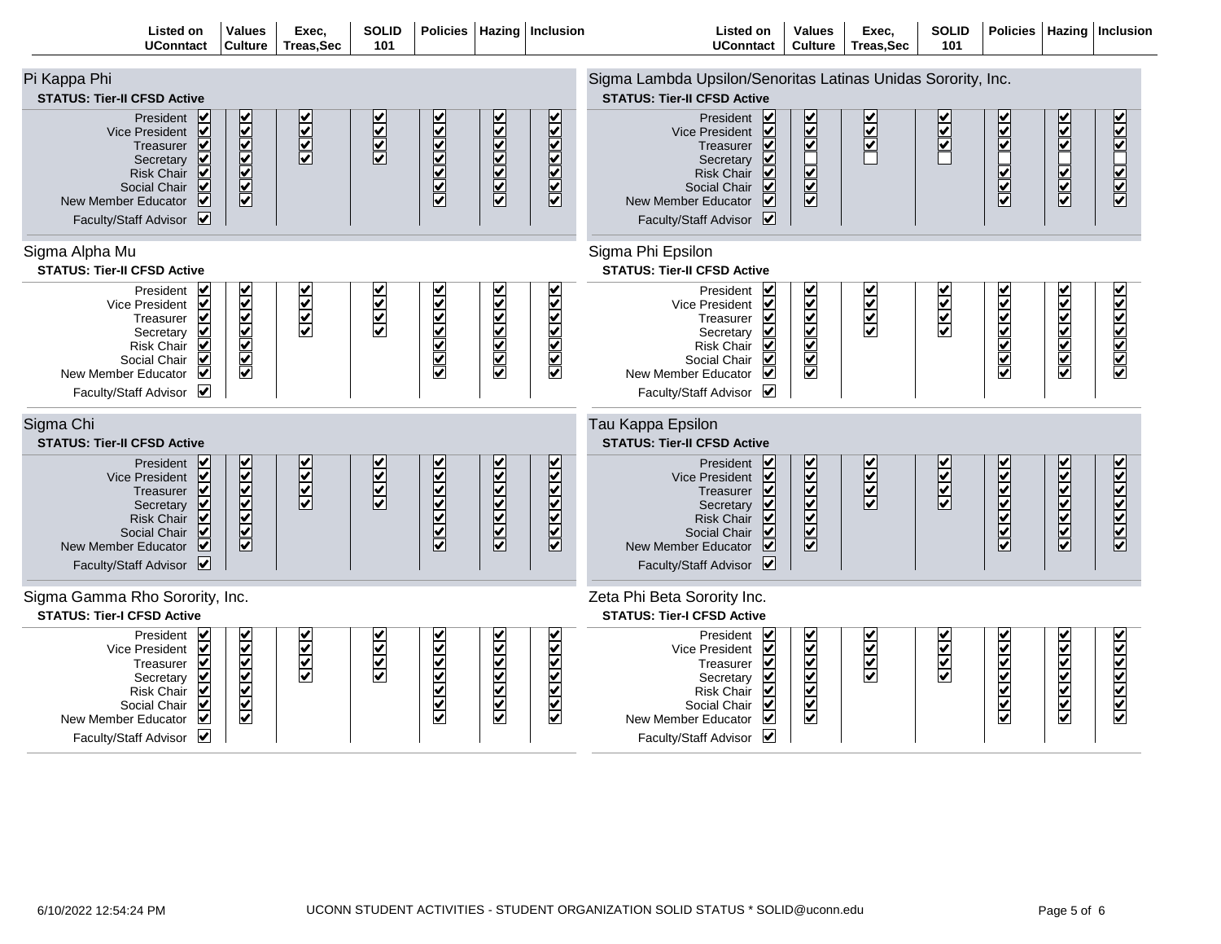## Pi Kappa Phi

**STATUS: Tier-II CFSD Active**

| | Listed on UConntact | Values Culture | Exec, Treas,Sec | SOLID 101 | Policies | Hazing | Inclusion |
|---|---|---|---|---|---|---|---|
| President | ☑ | ☑ | ☑ | ☑ | ☑ | ☑ | ☑ |
| Vice President | ☑ | ☑ | ☑ | ☑ | ☑ | ☑ | ☑ |
| Treasurer | ☑ | ☑ | ☑ | ☑ | ☑ | ☑ | ☑ |
| Secretary | ☑ | ☑ | ☑ | ☑ | ☑ | ☑ | ☑ |
| Risk Chair | ☑ | ☑ | | | ☑ | ☑ | ☑ |
| Social Chair | ☑ | ☑ | | | ☑ | ☑ | ☑ |
| New Member Educator | ☑ | ☑ | | | ☑ | ☑ | ☑ |
| Faculty/Staff Advisor | ☑ | | | | | | |

## Sigma Alpha Mu

**STATUS: Tier-II CFSD Active**

| | Listed on UConntact | Values Culture | Exec, Treas,Sec | SOLID 101 | Policies | Hazing | Inclusion |
|---|---|---|---|---|---|---|---|
| President | ☑ | ☑ | ☑ | ☑ | ☑ | ☑ | ☑ |
| Vice President | ☑ | ☑ | ☑ | ☑ | ☑ | ☑ | ☑ |
| Treasurer | ☑ | ☑ | ☑ | ☑ | ☑ | ☑ | ☑ |
| Secretary | ☑ | ☑ | ☑ | ☑ | ☑ | ☑ | ☑ |
| Risk Chair | ☑ | ☑ | | | ☑ | ☑ | ☑ |
| Social Chair | ☑ | ☑ | | | ☑ | ☑ | ☑ |
| New Member Educator | ☑ | ☑ | | | ☑ | ☑ | ☑ |
| Faculty/Staff Advisor | ☑ | | | | | | |

## Sigma Chi

**STATUS: Tier-II CFSD Active**

| | Listed on UConntact | Values Culture | Exec, Treas,Sec | SOLID 101 | Policies | Hazing | Inclusion |
|---|---|---|---|---|---|---|---|
| President | ☑ | ☑ | ☑ | ☑ | ☑ | ☑ | ☑ |
| Vice President | ☑ | ☑ | ☑ | ☑ | ☑ | ☑ | ☑ |
| Treasurer | ☑ | ☑ | ☑ | ☑ | ☑ | ☑ | ☑ |
| Secretary | ☑ | ☑ | ☑ | ☑ | ☑ | ☑ | ☑ |
| Risk Chair | ☑ | ☑ | | | ☑ | ☑ | ☑ |
| Social Chair | ☑ | ☑ | | | ☑ | ☑ | ☑ |
| New Member Educator | ☑ | ☑ | | | ☑ | ☑ | ☑ |
| Faculty/Staff Advisor | ☑ | | | | | | |

## Sigma Gamma Rho Sorority, Inc.

**STATUS: Tier-I CFSD Active**

| | Listed on UConntact | Values Culture | Exec, Treas,Sec | SOLID 101 | Policies | Hazing | Inclusion |
|---|---|---|---|---|---|---|---|
| President | ☑ | ☑ | ☑ | ☑ | ☑ | ☑ | ☑ |
| Vice President | ☑ | ☑ | ☑ | ☑ | ☑ | ☑ | ☑ |
| Treasurer | ☑ | ☑ | ☑ | ☑ | ☑ | ☑ | ☑ |
| Secretary | ☑ | ☑ | ☑ | ☑ | ☑ | ☑ | ☑ |
| Risk Chair | ☑ | ☑ | | | ☑ | ☑ | ☑ |
| Social Chair | ☑ | ☑ | | | ☑ | ☑ | ☑ |
| New Member Educator | ☑ | ☑ | | | ☑ | ☑ | ☑ |
| Faculty/Staff Advisor | ☑ | | | | | | |

## Sigma Lambda Upsilon/Senoritas Latinas Unidas Sorority, Inc.

**STATUS: Tier-II CFSD Active**

| | Listed on UConntact | Values Culture | Exec, Treas,Sec | SOLID 101 | Policies | Hazing | Inclusion |
|---|---|---|---|---|---|---|---|
| President | ☑ | ☑ | ☑ | ☑ | ☑ | ☑ | ☑ |
| Vice President | ☑ | ☑ | ☑ | ☑ | ☑ | ☑ | ☑ |
| Treasurer | ☑ | ☑ | ☑ | ☑ | ☑ | ☑ | ☑ |
| Secretary | ☑ | ☐ | ☐ | ☐ | ☐ | ☐ | ☐ |
| Risk Chair | ☑ | ☑ | | | ☑ | ☑ | ☑ |
| Social Chair | ☑ | ☑ | | | ☑ | ☑ | ☑ |
| New Member Educator | ☑ | ☑ | | | ☑ | ☑ | ☑ |
| Faculty/Staff Advisor | ☑ | | | | | | |

## Sigma Phi Epsilon

**STATUS: Tier-II CFSD Active**

| | Listed on UConntact | Values Culture | Exec, Treas,Sec | SOLID 101 | Policies | Hazing | Inclusion |
|---|---|---|---|---|---|---|---|
| President | ☑ | ☑ | ☑ | ☑ | ☑ | ☑ | ☑ |
| Vice President | ☑ | ☑ | ☑ | ☑ | ☑ | ☑ | ☑ |
| Treasurer | ☑ | ☑ | ☑ | ☑ | ☑ | ☑ | ☑ |
| Secretary | ☑ | ☑ | ☑ | ☑ | ☑ | ☑ | ☑ |
| Risk Chair | ☑ | ☑ | | | ☑ | ☑ | ☑ |
| Social Chair | ☑ | ☑ | | | ☑ | ☑ | ☑ |
| New Member Educator | ☑ | ☑ | | | ☑ | ☑ | ☑ |
| Faculty/Staff Advisor | ☑ | | | | | | |

## Tau Kappa Epsilon

**STATUS: Tier-II CFSD Active**

| | Listed on UConntact | Values Culture | Exec, Treas,Sec | SOLID 101 | Policies | Hazing | Inclusion |
|---|---|---|---|---|---|---|---|
| President | ☑ | ☑ | ☑ | ☑ | ☑ | ☑ | ☑ |
| Vice President | ☑ | ☑ | ☑ | ☑ | ☑ | ☑ | ☑ |
| Treasurer | ☑ | ☑ | ☑ | ☑ | ☑ | ☑ | ☑ |
| Secretary | ☑ | ☑ | ☑ | ☑ | ☑ | ☑ | ☑ |
| Risk Chair | ☑ | ☑ | | | ☑ | ☑ | ☑ |
| Social Chair | ☑ | ☑ | | | ☑ | ☑ | ☑ |
| New Member Educator | ☑ | ☑ | | | ☑ | ☑ | ☑ |
| Faculty/Staff Advisor | ☑ | | | | | | |

## Zeta Phi Beta Sorority Inc.

**STATUS: Tier-I CFSD Active**

| | Listed on UConntact | Values Culture | Exec, Treas,Sec | SOLID 101 | Policies | Hazing | Inclusion |
|---|---|---|---|---|---|---|---|
| President | ☑ | ☑ | ☑ | ☑ | ☑ | ☑ | ☑ |
| Vice President | ☑ | ☑ | ☑ | ☑ | ☑ | ☑ | ☑ |
| Treasurer | ☑ | ☑ | ☑ | ☑ | ☑ | ☑ | ☑ |
| Secretary | ☑ | ☑ | ☑ | ☑ | ☑ | ☑ | ☑ |
| Risk Chair | ☑ | ☑ | | | ☑ | ☑ | ☑ |
| Social Chair | ☑ | ☑ | | | ☑ | ☑ | ☑ |
| New Member Educator | ☑ | ☑ | | | ☑ | ☑ | ☑ |
| Faculty/Staff Advisor | ☑ | | | | | | |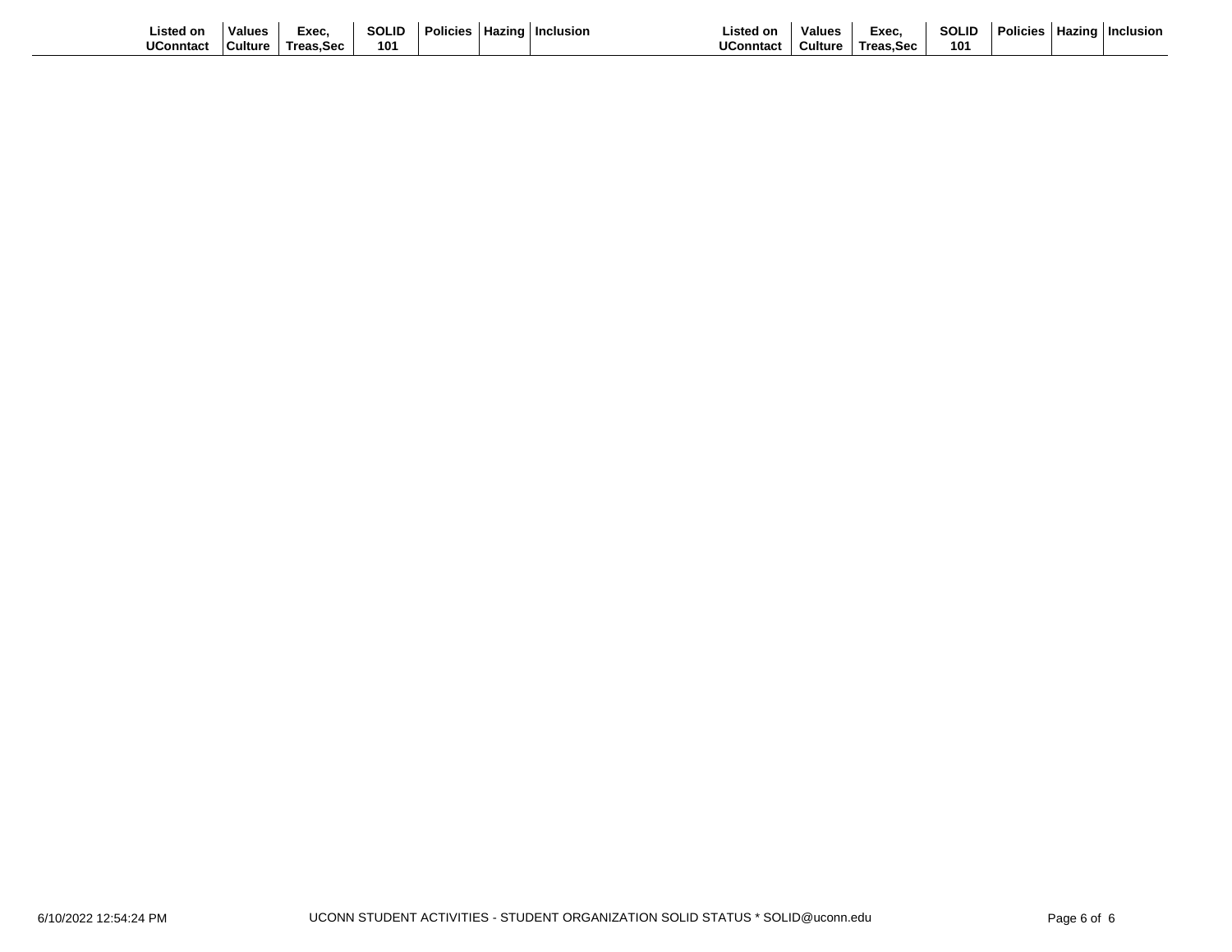| | Listed on UConntact | Values Culture | Exec, Treas,Sec | SOLID 101 | Policies | Hazing | Inclusion | | Listed on UConntact | Values Culture | Exec, Treas,Sec | SOLID 101 | Policies | Hazing | Inclusion |
|---|---|---|---|---|---|---|---|---|---|---|---|---|---|---|---|